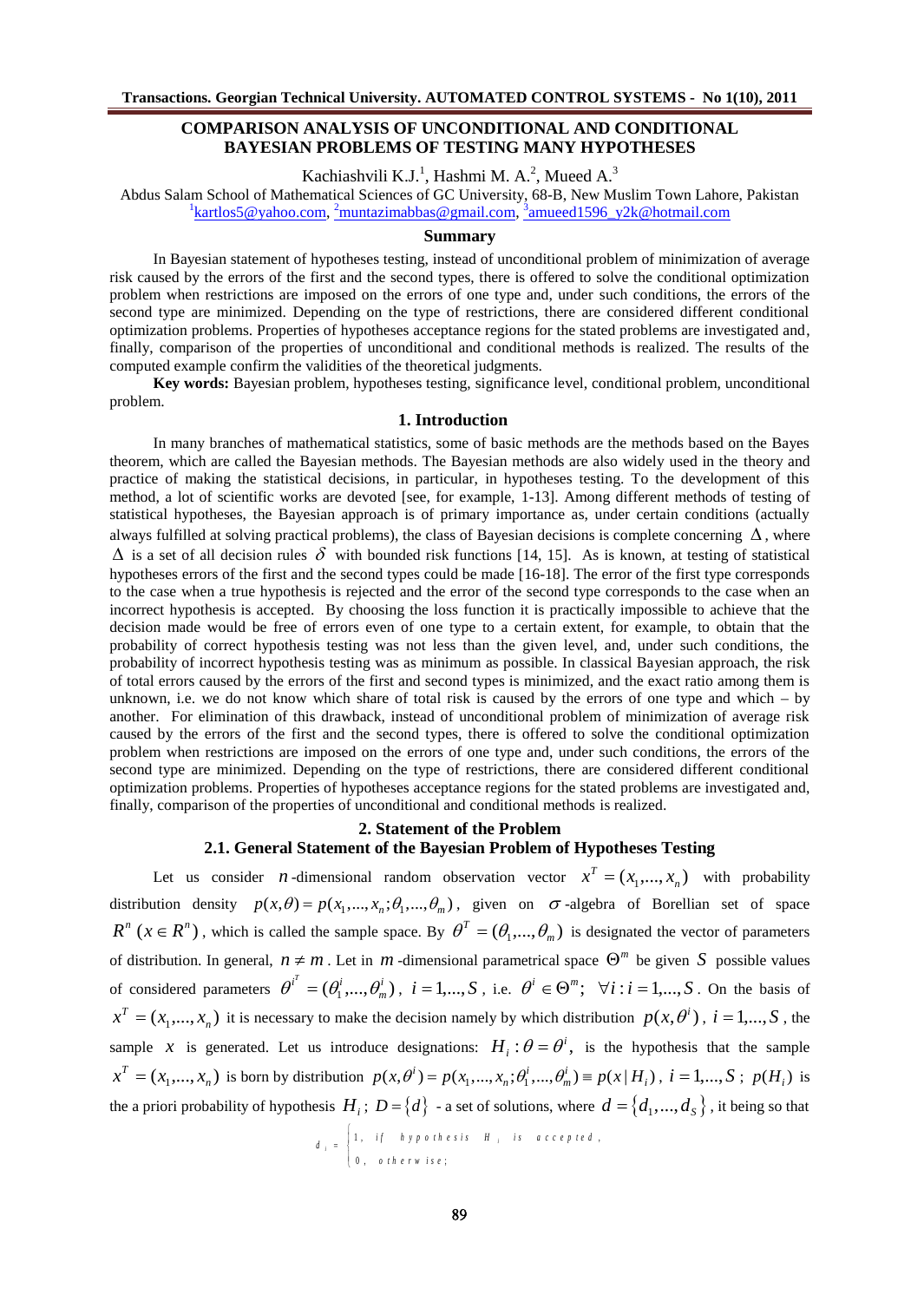# COMPARISON ANALYSIS OF UNCONDITIONAL AND CONDITIONAL BAYESIAN PROBLEMS OF TESTING MANY HYPOTHESES

Kachiashvili K.J.[1], Hashmi M. A.[2], Mueed A.[3]

Abdus Salam School of Mathematical Sciences of GC University, 68-B, New Muslim Town Lahore, Pakistan

[1]kartlos5@yahoo.com, [2]muntazimabbas@gmail.com, [3]amueed1596_y2k@hotmail.com

## Summary

In Bayesian statement of hypotheses testing, instead of unconditional problem of minimization of average risk caused by the errors of the first and the second types, there is offered to solve the conditional optimization problem when restrictions are imposed on the errors of one type and, under such conditions, the errors of the second type are minimized. Depending on the type of restrictions, there are considered different conditional optimization problems. Properties of hypotheses acceptance regions for the stated problems are investigated and, finally, comparison of the properties of unconditional and conditional methods is realized. The results of the computed example confirm the validities of the theoretical judgments.

**Key words:** Bayesian problem, hypotheses testing, significance level, conditional problem, unconditional problem.

## 1. Introduction

In many branches of mathematical statistics, some of basic methods are the methods based on the Bayes theorem, which are called the Bayesian methods. The Bayesian methods are also widely used in the theory and practice of making the statistical decisions, in particular, in hypotheses testing. To the development of this method, a lot of scientific works are devoted [see, for example, 1-13]. Among different methods of testing of statistical hypotheses, the Bayesian approach is of primary importance as, under certain conditions (actually always fulfilled at solving practical problems), the class of Bayesian decisions is complete concerning $\Delta$, where $\Delta$ is a set of all decision rules $\delta$ with bounded risk functions [14, 15]. As is known, at testing of statistical hypotheses errors of the first and the second types could be made [16-18]. The error of the first type corresponds to the case when a true hypothesis is rejected and the error of the second type corresponds to the case when an incorrect hypothesis is accepted. By choosing the loss function it is practically impossible to achieve that the decision made would be free of errors even of one type to a certain extent, for example, to obtain that the probability of correct hypothesis testing was not less than the given level, and, under such conditions, the probability of incorrect hypothesis testing was as minimum as possible. In classical Bayesian approach, the risk of total errors caused by the errors of the first and second types is minimized, and the exact ratio among them is unknown, i.e. we do not know which share of total risk is caused by the errors of one type and which – by another. For elimination of this drawback, instead of unconditional problem of minimization of average risk caused by the errors of the first and the second types, there is offered to solve the conditional optimization problem when restrictions are imposed on the errors of one type and, under such conditions, the errors of the second type are minimized. Depending on the type of restrictions, there are considered different conditional optimization problems. Properties of hypotheses acceptance regions for the stated problems are investigated and, finally, comparison of the properties of unconditional and conditional methods is realized.

## 2. Statement of the Problem

### 2.1. General Statement of the Bayesian Problem of Hypotheses Testing

Let us consider $n$-dimensional random observation vector $x^T = (x_1,...,x_n)$ with probability distribution density $p(x,\theta) = p(x_1,...,x_n;\theta_1,...,\theta_m)$, given on $\sigma$-algebra of Borellian set of space $R^n$ $(x \in R^n)$, which is called the sample space. By $\theta^T = (\theta_1,...,\theta_m)$ is designated the vector of parameters of distribution. In general, $n \neq m$. Let in $m$-dimensional parametrical space $\Theta^m$ be given $S$ possible values of considered parameters $\theta^{i^T} = (\theta_1^i,...,\theta_m^i)$, $i = 1,...,S$, i.e. $\theta^i \in \Theta^m$; $\forall i : i = 1,...,S$. On the basis of $x^T = (x_1,...,x_n)$ it is necessary to make the decision namely by which distribution $p(x,\theta^i)$, $i = 1,...,S$, the sample $x$ is generated. Let us introduce designations: $H_i : \theta = \theta^i$, is the hypothesis that the sample $x^T = (x_1,...,x_n)$ is born by distribution $p(x,\theta^i) = p(x_1,...,x_n;\theta_1^i,...,\theta_m^i) \equiv p(x \mid H_i)$, $i = 1,...,S$; $p(H_i)$ is the a priori probability of hypothesis $H_i$; $D = \{d\}$ - a set of solutions, where $d = \{d_1,...,d_S\}$, it being so that

$$d_i = \begin{cases} 1, & \text{if hypothesis } H_i \text{ is accepted,} \\ 0, & \text{otherwise;} \end{cases}$$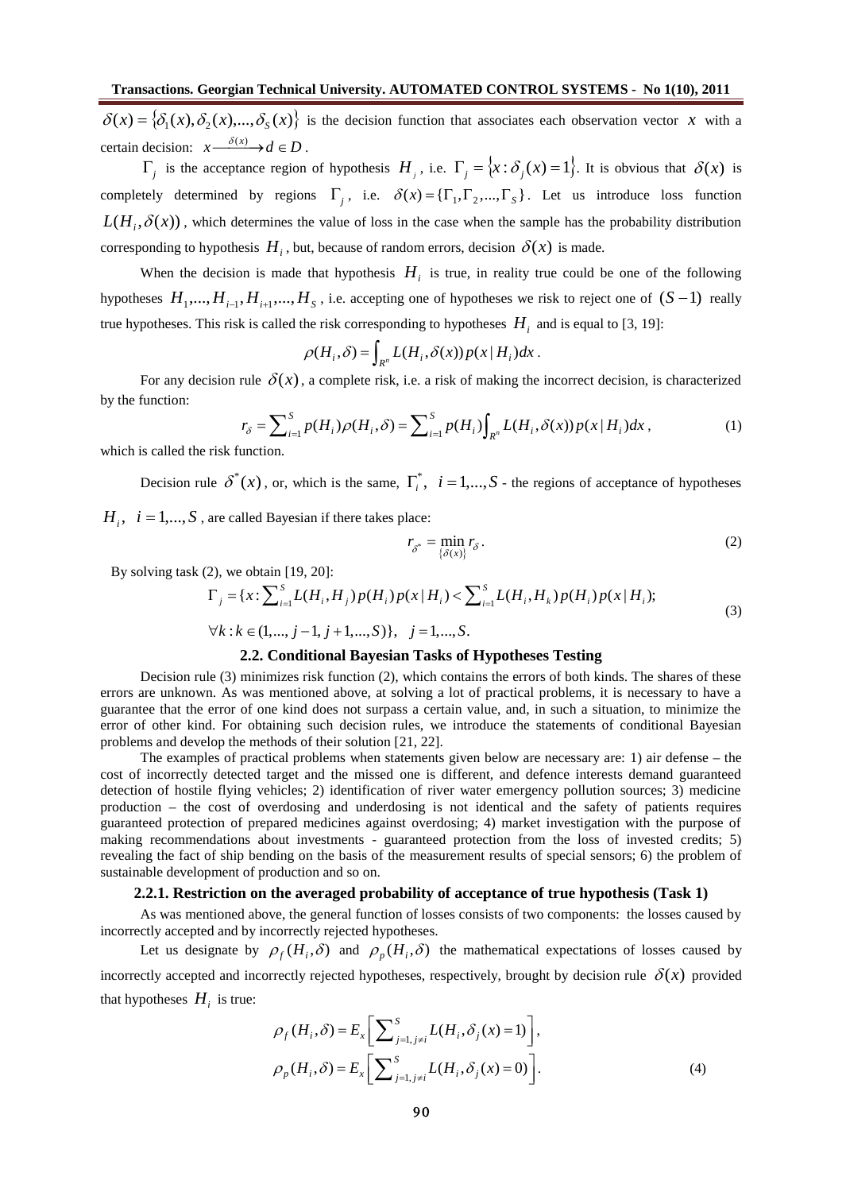$\delta(x) = \{\delta_1(x), \delta_2(x), ..., \delta_S(x)\}$ is the decision function that associates each observation vector $x$ with a certain decision: $x \xrightarrow{\delta(x)} d \in D$.

$\Gamma_j$ is the acceptance region of hypothesis $H_j$, i.e. $\Gamma_j = \{x : \delta_j(x) = 1\}$. It is obvious that $\delta(x)$ is completely determined by regions $\Gamma_j$, i.e. $\delta(x) = \{\Gamma_1, \Gamma_2, ..., \Gamma_S\}$. Let us introduce loss function $L(H_i, \delta(x))$, which determines the value of loss in the case when the sample has the probability distribution corresponding to hypothesis $H_i$, but, because of random errors, decision $\delta(x)$ is made.

When the decision is made that hypothesis $H_i$ is true, in reality true could be one of the following hypotheses $H_1, ..., H_{i-1}, H_{i+1}, ..., H_S$, i.e. accepting one of hypotheses we risk to reject one of $(S-1)$ really true hypotheses. This risk is called the risk corresponding to hypotheses $H_i$ and is equal to [3, 19]:

$$\rho(H_i, \delta) = \int_{R^n} L(H_i, \delta(x)) p(x \mid H_i) dx .$$

For any decision rule $\delta(x)$, a complete risk, i.e. a risk of making the incorrect decision, is characterized by the function:

$$r_\delta = \sum_{i=1}^{S} p(H_i) \rho(H_i, \delta) = \sum_{i=1}^{S} p(H_i) \int_{R^n} L(H_i, \delta(x)) p(x \mid H_i) dx , \tag{1}$$

which is called the risk function.

Decision rule $\delta^*(x)$, or, which is the same, $\Gamma_i^*, \ \ i = 1, ..., S$ - the regions of acceptance of hypotheses $H_i, \ \ i = 1, ..., S$, are called Bayesian if there takes place:

$$r_{\delta^*} = \min_{\{\delta(x)\}} r_\delta . \tag{2}$$

By solving task (2), we obtain [19, 20]:

$$\Gamma_j = \{x : \sum_{i=1}^{S} L(H_i, H_j) p(H_i) p(x \mid H_i) < \sum_{i=1}^{S} L(H_i, H_k) p(H_i) p(x \mid H_i);$$
$$\forall k : k \in (1, ..., j-1, j+1, ..., S)\}, \quad j = 1, ..., S. \tag{3}$$

### 2.2. Conditional Bayesian Tasks of Hypotheses Testing

Decision rule (3) minimizes risk function (2), which contains the errors of both kinds. The shares of these errors are unknown. As was mentioned above, at solving a lot of practical problems, it is necessary to have a guarantee that the error of one kind does not surpass a certain value, and, in such a situation, to minimize the error of other kind. For obtaining such decision rules, we introduce the statements of conditional Bayesian problems and develop the methods of their solution [21, 22].

The examples of practical problems when statements given below are necessary are: 1) air defense – the cost of incorrectly detected target and the missed one is different, and defence interests demand guaranteed detection of hostile flying vehicles; 2) identification of river water emergency pollution sources; 3) medicine production – the cost of overdosing and underdosing is not identical and the safety of patients requires guaranteed protection of prepared medicines against overdosing; 4) market investigation with the purpose of making recommendations about investments - guaranteed protection from the loss of invested credits; 5) revealing the fact of ship bending on the basis of the measurement results of special sensors; 6) the problem of sustainable development of production and so on.

#### 2.2.1. Restriction on the averaged probability of acceptance of true hypothesis (Task 1)

As was mentioned above, the general function of losses consists of two components: the losses caused by incorrectly accepted and by incorrectly rejected hypotheses.

Let us designate by $\rho_f(H_i, \delta)$ and $\rho_p(H_i, \delta)$ the mathematical expectations of losses caused by incorrectly accepted and incorrectly rejected hypotheses, respectively, brought by decision rule $\delta(x)$ provided that hypotheses $H_i$ is true:

$$\rho_f(H_i, \delta) = E_x\left[\sum_{j=1, j \neq i}^{S} L(H_i, \delta_j(x) = 1)\right],$$
$$\rho_p(H_i, \delta) = E_x\left[\sum_{j=1, j \neq i}^{S} L(H_i, \delta_j(x) = 0)\right]. \tag{4}$$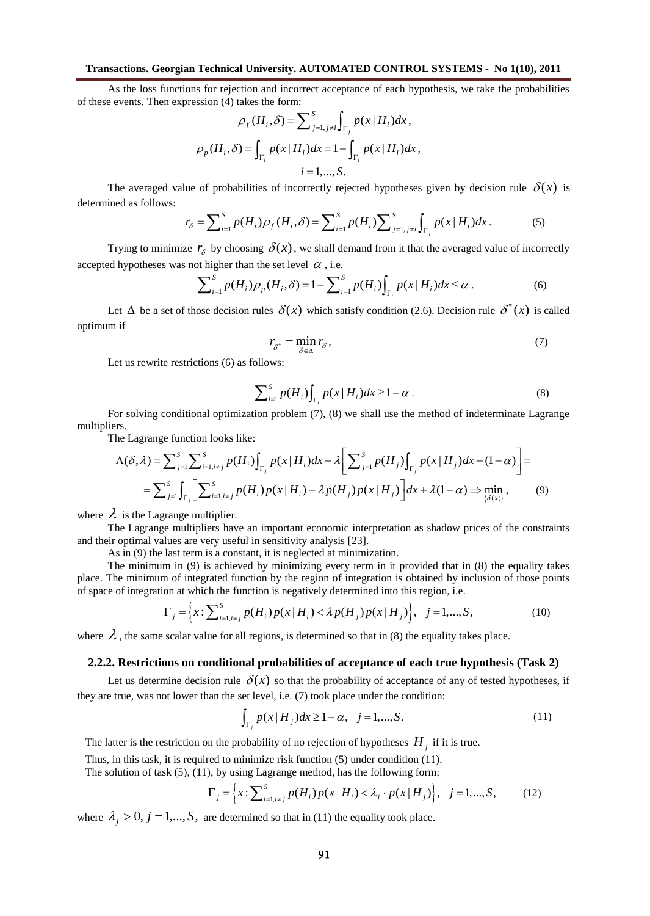As the loss functions for rejection and incorrect acceptance of each hypothesis, we take the probabilities of these events. Then expression (4) takes the form:

$$\rho_f(H_i,\delta) = \sum_{j=1,\, j\neq i}^{S} \int_{\Gamma_j} p(x\,|\,H_i)dx\,,$$

$$\rho_p(H_i,\delta) = \int_{\overline{\Gamma}_i} p(x\,|\,H_i)dx = 1 - \int_{\Gamma_i} p(x\,|\,H_i)dx\,,$$

$$i = 1,...,S.$$

The averaged value of probabilities of incorrectly rejected hypotheses given by decision rule $\delta(x)$ is determined as follows:

$$r_\delta = \sum_{i=1}^{S} p(H_i)\rho_f(H_i,\delta) = \sum_{i=1}^{S} p(H_i) \sum_{j=1,\, j\neq i}^{S} \int_{\Gamma_j} p(x\,|\,H_i)dx\,. \tag{5}$$

Trying to minimize $r_\delta$ by choosing $\delta(x)$, we shall demand from it that the averaged value of incorrectly accepted hypotheses was not higher than the set level $\alpha$, i.e.

$$\sum_{i=1}^{S} p(H_i)\rho_p(H_i,\delta) = 1 - \sum_{i=1}^{S} p(H_i)\int_{\Gamma_i} p(x\,|\,H_i)dx \le \alpha\,. \tag{6}$$

Let $\Delta$ be a set of those decision rules $\delta(x)$ which satisfy condition (2.6). Decision rule $\delta^*(x)$ is called optimum if

$$r_{\delta^*} = \min_{\delta\in\Delta} r_\delta\,, \tag{7}$$

Let us rewrite restrictions (6) as follows:

$$\sum_{i=1}^{S} p(H_i)\int_{\Gamma_i} p(x\,|\,H_i)dx \ge 1-\alpha\,. \tag{8}$$

For solving conditional optimization problem (7), (8) we shall use the method of indeterminate Lagrange multipliers.

The Lagrange function looks like:

$$\Lambda(\delta,\lambda) = \sum_{j=1}^{S}\sum_{i=1,\, i\neq j}^{S} p(H_i)\int_{\Gamma_j} p(x\,|\,H_i)dx - \lambda\left[\sum_{j=1}^{S} p(H_j)\int_{\Gamma_j} p(x\,|\,H_j)dx - (1-\alpha)\right] =$$

$$= \sum_{j=1}^{S}\int_{\Gamma_j}\left[\sum_{i=1,\, i\neq j}^{S} p(H_i)p(x\,|\,H_i) - \lambda p(H_j)p(x\,|\,H_j)\right]dx + \lambda(1-\alpha) \Rightarrow \min_{\{\delta(x)\}}\,, \tag{9}$$

where $\lambda$ is the Lagrange multiplier.

The Lagrange multipliers have an important economic interpretation as shadow prices of the constraints and their optimal values are very useful in sensitivity analysis [23].

As in (9) the last term is a constant, it is neglected at minimization.

The minimum in (9) is achieved by minimizing every term in it provided that in (8) the equality takes place. The minimum of integrated function by the region of integration is obtained by inclusion of those points of space of integration at which the function is negatively determined into this region, i.e.

$$\Gamma_j = \left\{x : \sum_{i=1,\, i\neq j}^{S} p(H_i)p(x\,|\,H_i) < \lambda p(H_j)p(x\,|\,H_j)\right\},\quad j = 1,...,S, \tag{10}$$

where $\lambda$, the same scalar value for all regions, is determined so that in (8) the equality takes place.

### 2.2.2. Restrictions on conditional probabilities of acceptance of each true hypothesis (Task 2)

Let us determine decision rule $\delta(x)$ so that the probability of acceptance of any of tested hypotheses, if they are true, was not lower than the set level, i.e. (7) took place under the condition:

$$\int_{\Gamma_j} p(x\,|\,H_j)dx \ge 1-\alpha,\quad j = 1,...,S. \tag{11}$$

The latter is the restriction on the probability of no rejection of hypotheses $H_j$ if it is true.

Thus, in this task, it is required to minimize risk function (5) under condition (11).

The solution of task (5), (11), by using Lagrange method, has the following form:

$$\Gamma_j = \left\{x : \sum_{i=1,\, i\neq j}^{S} p(H_i)p(x\,|\,H_i) < \lambda_j \cdot p(x\,|\,H_j)\right\},\quad j = 1,...,S, \tag{12}$$

where $\lambda_j > 0,\ j = 1,...,S,$ are determined so that in (11) the equality took place.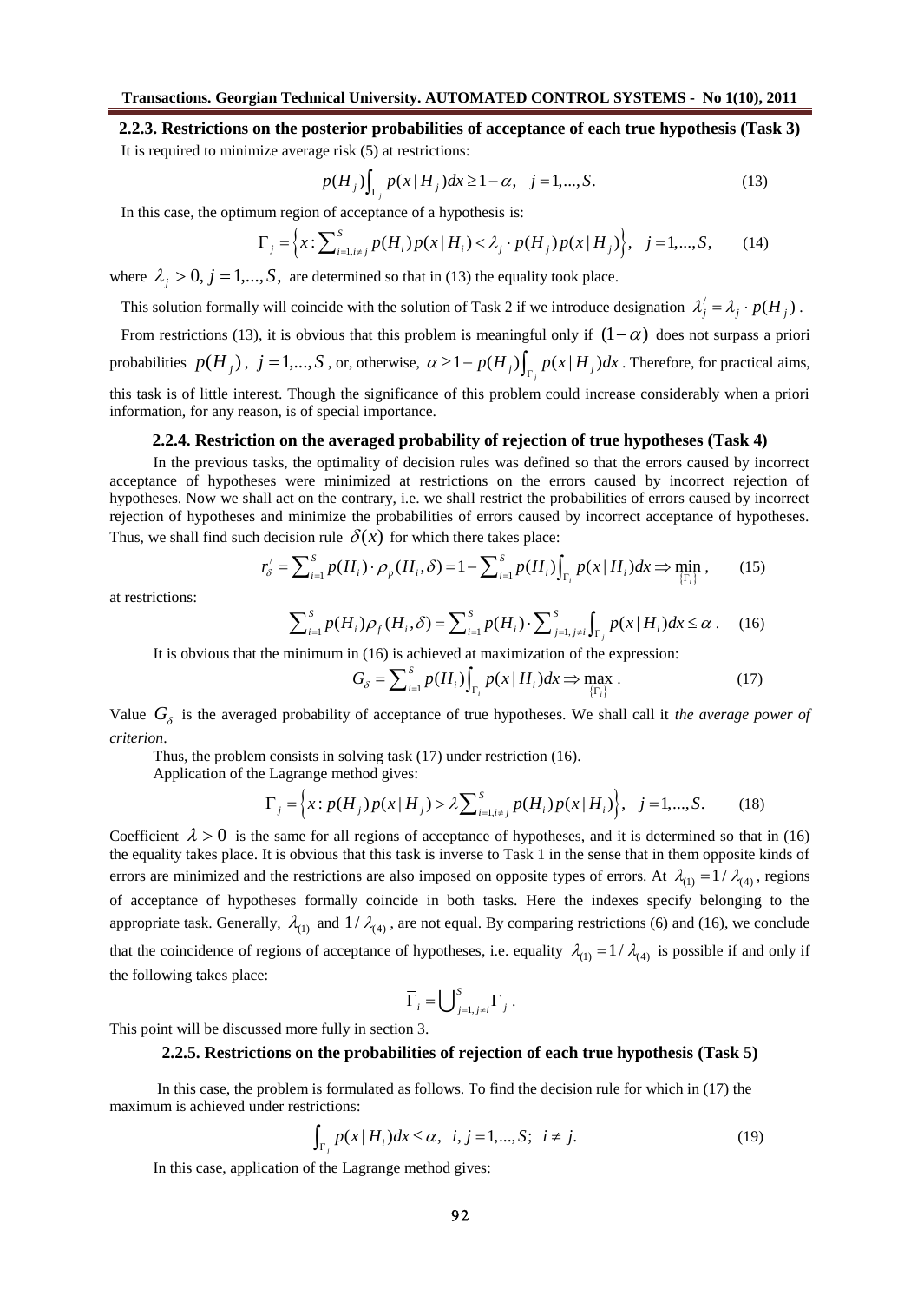### 2.2.3. Restrictions on the posterior probabilities of acceptance of each true hypothesis (Task 3)

It is required to minimize average risk (5) at restrictions:

$$p(H_j)\int_{\Gamma_j} p(x\,|\,H_j)dx \geq 1-\alpha, \quad j=1,...,S. \tag{13}$$

In this case, the optimum region of acceptance of a hypothesis is:

$$\Gamma_j = \left\{x : \sum\nolimits_{i=1, i\neq j}^{S} p(H_i)p(x\,|\,H_i) < \lambda_j \cdot p(H_j)p(x\,|\,H_j)\right\}, \quad j=1,...,S, \tag{14}$$

where $\lambda_j > 0, j = 1,...,S,$ are determined so that in (13) the equality took place.

This solution formally will coincide with the solution of Task 2 if we introduce designation $\lambda_j^{/} = \lambda_j \cdot p(H_j)$.

From restrictions (13), it is obvious that this problem is meaningful only if $(1-\alpha)$ does not surpass a priori probabilities $p(H_j)$, $j=1,...,S$, or, otherwise, $\alpha \geq 1 - p(H_j)\int_{\Gamma_j} p(x\,|\,H_j)dx$. Therefore, for practical aims, this task is of little interest. Though the significance of this problem could increase considerably when a priori information, for any reason, is of special importance.

### 2.2.4. Restriction on the averaged probability of rejection of true hypotheses (Task 4)

In the previous tasks, the optimality of decision rules was defined so that the errors caused by incorrect acceptance of hypotheses were minimized at restrictions on the errors caused by incorrect rejection of hypotheses. Now we shall act on the contrary, i.e. we shall restrict the probabilities of errors caused by incorrect rejection of hypotheses and minimize the probabilities of errors caused by incorrect acceptance of hypotheses. Thus, we shall find such decision rule $\delta(x)$ for which there takes place:

$$r_\delta^{/} = \sum\nolimits_{i=1}^{S} p(H_i)\cdot \rho_p(H_i,\delta) = 1 - \sum\nolimits_{i=1}^{S} p(H_i)\int_{\Gamma_i} p(x\,|\,H_i)dx \Rightarrow \min_{\{\Gamma_i\}}, \tag{15}$$

at restrictions:

$$\sum\nolimits_{i=1}^{S} p(H_i)\rho_f(H_i,\delta) = \sum\nolimits_{i=1}^{S} p(H_i)\cdot \sum\nolimits_{j=1, j\neq i}^{S} \int_{\Gamma_j} p(x\,|\,H_i)dx \leq \alpha. \tag{16}$$

It is obvious that the minimum in (16) is achieved at maximization of the expression:

$$G_\delta = \sum\nolimits_{i=1}^{S} p(H_i)\int_{\Gamma_i} p(x\,|\,H_i)dx \Rightarrow \max_{\{\Gamma_i\}}. \tag{17}$$

Value $G_\delta$ is the averaged probability of acceptance of true hypotheses. We shall call it *the average power of criterion*.

Thus, the problem consists in solving task (17) under restriction (16).

Application of the Lagrange method gives:

$$\Gamma_j = \left\{x : p(H_j)p(x\,|\,H_j) > \lambda\sum\nolimits_{i=1, i\neq j}^{S} p(H_i)p(x\,|\,H_i)\right\}, \quad j=1,...,S. \tag{18}$$

Coefficient $\lambda > 0$ is the same for all regions of acceptance of hypotheses, and it is determined so that in (16) the equality takes place. It is obvious that this task is inverse to Task 1 in the sense that in them opposite kinds of errors are minimized and the restrictions are also imposed on opposite types of errors. At $\lambda_{(1)} = 1/\lambda_{(4)}$, regions of acceptance of hypotheses formally coincide in both tasks. Here the indexes specify belonging to the appropriate task. Generally, $\lambda_{(1)}$ and $1/\lambda_{(4)}$, are not equal. By comparing restrictions (6) and (16), we conclude that the coincidence of regions of acceptance of hypotheses, i.e. equality $\lambda_{(1)} = 1/\lambda_{(4)}$ is possible if and only if the following takes place:

$$\overline{\Gamma}_i = \bigcup\nolimits_{j=1, j\neq i}^{S} \Gamma_j.$$

This point will be discussed more fully in section 3.

### 2.2.5. Restrictions on the probabilities of rejection of each true hypothesis (Task 5)

In this case, the problem is formulated as follows. To find the decision rule for which in (17) the maximum is achieved under restrictions:

$$\int_{\Gamma_j} p(x\,|\,H_i)dx \leq \alpha, \quad i,j=1,...,S;\ i\neq j. \tag{19}$$

In this case, application of the Lagrange method gives: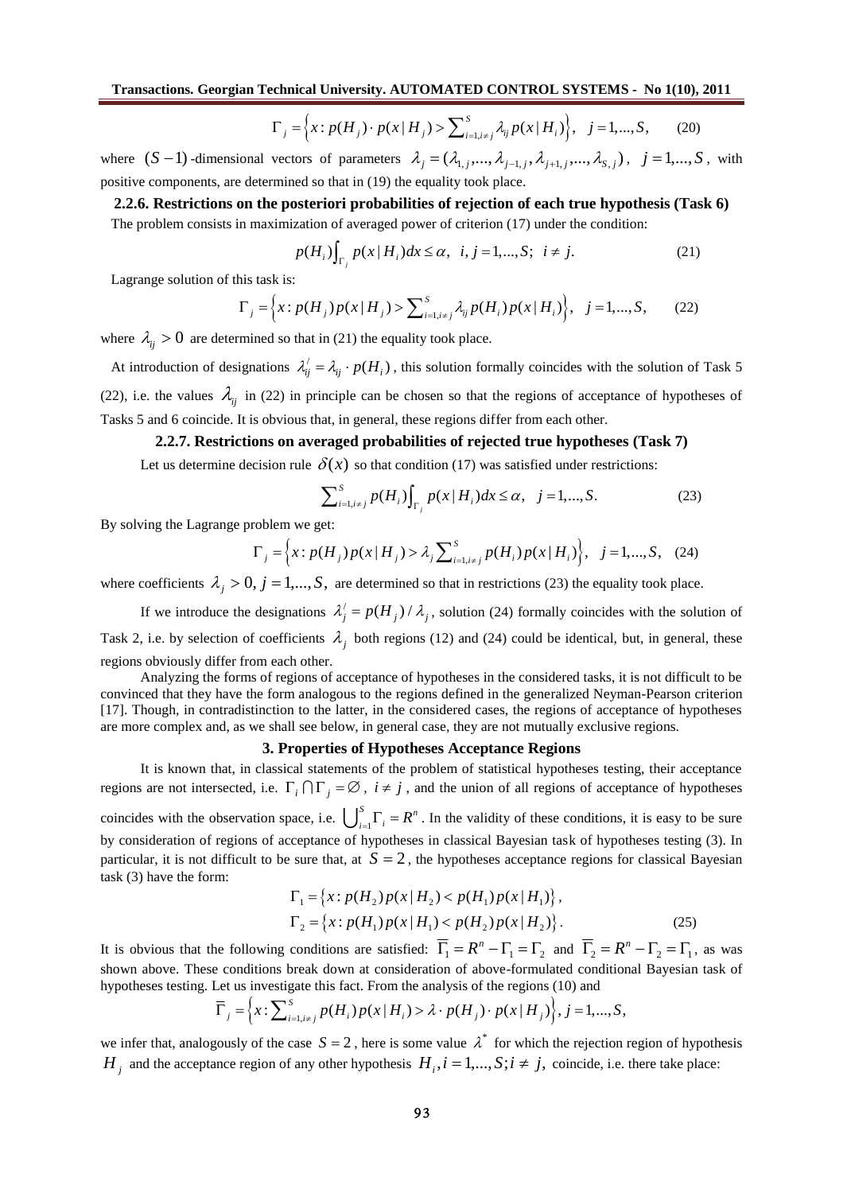$$\Gamma_j = \left\{ x : p(H_j) \cdot p(x | H_j) > \sum_{i=1, i \neq j}^{S} \lambda_{ij} p(x | H_i) \right\}, \quad j = 1, ..., S, \qquad (20)$$

where $(S-1)$-dimensional vectors of parameters $\lambda_j = (\lambda_{1,j}, ..., \lambda_{j-1,j}, \lambda_{j+1,j}, ..., \lambda_{S,j})$, $j = 1, ..., S$, with positive components, are determined so that in (19) the equality took place.

### 2.2.6. Restrictions on the posteriori probabilities of rejection of each true hypothesis (Task 6)

The problem consists in maximization of averaged power of criterion (17) under the condition:

$$p(H_i) \int_{\Gamma_j} p(x | H_i) dx \leq \alpha, \quad i, j = 1, ..., S; \; i \neq j. \qquad (21)$$

Lagrange solution of this task is:

$$\Gamma_j = \left\{ x : p(H_j) p(x | H_j) > \sum_{i=1, i \neq j}^{S} \lambda_{ij} p(H_i) p(x | H_i) \right\}, \quad j = 1, ..., S, \qquad (22)$$

where $\lambda_{ij} > 0$ are determined so that in (21) the equality took place.

At introduction of designations $\lambda_{ij}^{/} = \lambda_{ij} \cdot p(H_i)$, this solution formally coincides with the solution of Task 5 (22), i.e. the values $\lambda_{ij}$ in (22) in principle can be chosen so that the regions of acceptance of hypotheses of Tasks 5 and 6 coincide. It is obvious that, in general, these regions differ from each other.

### 2.2.7. Restrictions on averaged probabilities of rejected true hypotheses (Task 7)

Let us determine decision rule $\delta(x)$ so that condition (17) was satisfied under restrictions:

$$\sum_{i=1, i \neq j}^{S} p(H_i) \int_{\Gamma_j} p(x | H_i) dx \leq \alpha, \quad j = 1, ..., S. \qquad (23)$$

By solving the Lagrange problem we get:

$$\Gamma_j = \left\{ x : p(H_j) p(x | H_j) > \lambda_j \sum_{i=1, i \neq j}^{S} p(H_i) p(x | H_i) \right\}, \quad j = 1, ..., S, \quad (24)$$

where coefficients $\lambda_j > 0, j = 1, ..., S,$ are determined so that in restrictions (23) the equality took place.

If we introduce the designations $\lambda_j^{/} = p(H_j) / \lambda_j$, solution (24) formally coincides with the solution of Task 2, i.e. by selection of coefficients $\lambda_j$ both regions (12) and (24) could be identical, but, in general, these regions obviously differ from each other.

Analyzing the forms of regions of acceptance of hypotheses in the considered tasks, it is not difficult to be convinced that they have the form analogous to the regions defined in the generalized Neyman-Pearson criterion [17]. Though, in contradistinction to the latter, in the considered cases, the regions of acceptance of hypotheses are more complex and, as we shall see below, in general case, they are not mutually exclusive regions.

## 3. Properties of Hypotheses Acceptance Regions

It is known that, in classical statements of the problem of statistical hypotheses testing, their acceptance regions are not intersected, i.e. $\Gamma_i \cap \Gamma_j = \varnothing$, $i \neq j$, and the union of all regions of acceptance of hypotheses coincides with the observation space, i.e. $\bigcup_{i=1}^{S} \Gamma_i = R^n$. In the validity of these conditions, it is easy to be sure by consideration of regions of acceptance of hypotheses in classical Bayesian task of hypotheses testing (3). In particular, it is not difficult to be sure that, at $S = 2$, the hypotheses acceptance regions for classical Bayesian task (3) have the form:

$$\Gamma_1 = \left\{ x : p(H_2) p(x | H_2) < p(H_1) p(x | H_1) \right\},$$
$$\Gamma_2 = \left\{ x : p(H_1) p(x | H_1) < p(H_2) p(x | H_2) \right\}. \qquad (25)$$

It is obvious that the following conditions are satisfied: $\overline{\Gamma}_1 = R^n - \Gamma_1 = \Gamma_2$ and $\overline{\Gamma}_2 = R^n - \Gamma_2 = \Gamma_1$, as was shown above. These conditions break down at consideration of above-formulated conditional Bayesian task of hypotheses testing. Let us investigate this fact. From the analysis of the regions (10) and

$$\overline{\Gamma}_j = \left\{ x : \sum_{i=1, i \neq j}^{S} p(H_i) p(x | H_i) > \lambda \cdot p(H_j) \cdot p(x | H_j) \right\}, j = 1, ..., S,$$

we infer that, analogously of the case $S = 2$, here is some value $\lambda^*$ for which the rejection region of hypothesis $H_j$ and the acceptance region of any other hypothesis $H_i, i = 1, ..., S; i \neq j,$ coincide, i.e. there take place: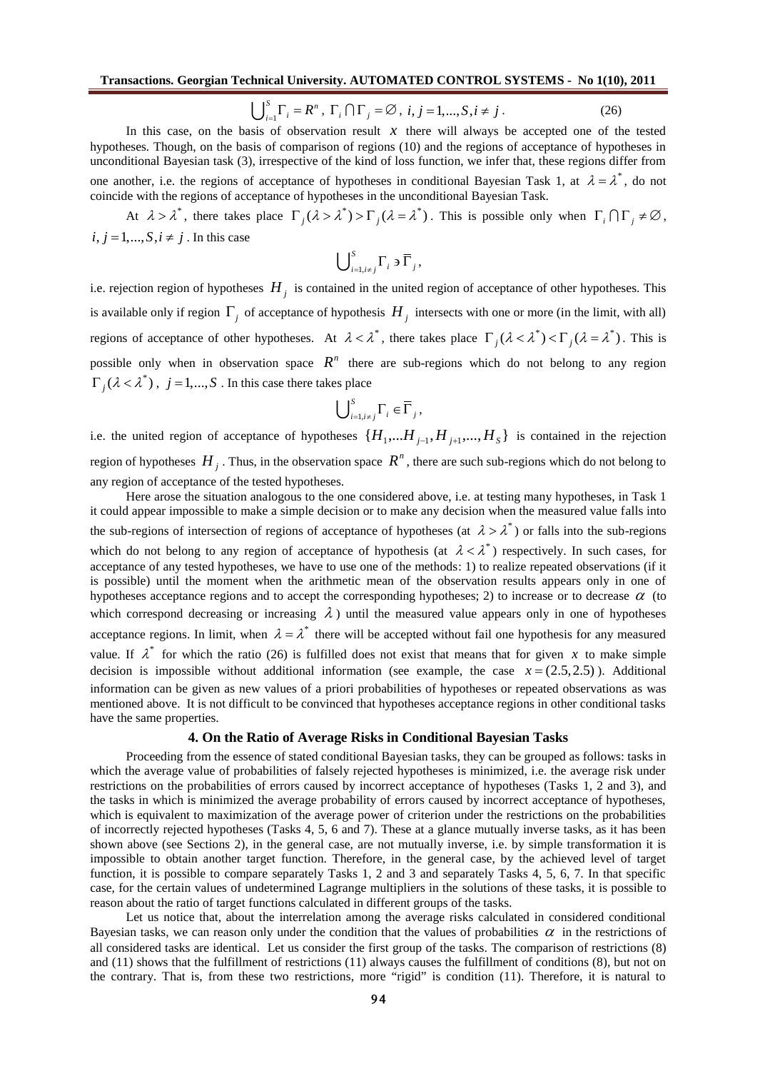$$\bigcup_{i=1}^{S} \Gamma_i = R^n,\ \Gamma_i \bigcap \Gamma_j = \varnothing,\ i, j = 1,...,S, i \neq j. \tag{26}$$

In this case, on the basis of observation result $x$ there will always be accepted one of the tested hypotheses. Though, on the basis of comparison of regions (10) and the regions of acceptance of hypotheses in unconditional Bayesian task (3), irrespective of the kind of loss function, we infer that, these regions differ from one another, i.e. the regions of acceptance of hypotheses in conditional Bayesian Task 1, at $\lambda = \lambda^*$, do not coincide with the regions of acceptance of hypotheses in the unconditional Bayesian Task.

At $\lambda > \lambda^*$, there takes place $\Gamma_j(\lambda > \lambda^*) > \Gamma_j(\lambda = \lambda^*)$. This is possible only when $\Gamma_i \bigcap \Gamma_j \neq \varnothing$, $i, j = 1,...,S, i \neq j$. In this case

$$\bigcup_{i=1, i \neq j}^{S} \Gamma_i \ni \overline{\Gamma}_j,$$

i.e. rejection region of hypotheses $H_j$ is contained in the united region of acceptance of other hypotheses. This is available only if region $\Gamma_j$ of acceptance of hypothesis $H_j$ intersects with one or more (in the limit, with all) regions of acceptance of other hypotheses. At $\lambda < \lambda^*$, there takes place $\Gamma_j(\lambda < \lambda^*) < \Gamma_j(\lambda = \lambda^*)$. This is possible only when in observation space $R^n$ there are sub-regions which do not belong to any region $\Gamma_j(\lambda < \lambda^*)$, $j = 1,...,S$. In this case there takes place

$$\bigcup_{i=1, i \neq j}^{S} \Gamma_i \in \overline{\Gamma}_j,$$

i.e. the united region of acceptance of hypotheses $\{H_1,...H_{j-1}, H_{j+1},..., H_S\}$ is contained in the rejection region of hypotheses $H_j$. Thus, in the observation space $R^n$, there are such sub-regions which do not belong to any region of acceptance of the tested hypotheses.

Here arose the situation analogous to the one considered above, i.e. at testing many hypotheses, in Task 1 it could appear impossible to make a simple decision or to make any decision when the measured value falls into the sub-regions of intersection of regions of acceptance of hypotheses (at $\lambda > \lambda^*$) or falls into the sub-regions which do not belong to any region of acceptance of hypothesis (at $\lambda < \lambda^*$) respectively. In such cases, for acceptance of any tested hypotheses, we have to use one of the methods: 1) to realize repeated observations (if it is possible) until the moment when the arithmetic mean of the observation results appears only in one of hypotheses acceptance regions and to accept the corresponding hypotheses; 2) to increase or to decrease $\alpha$ (to which correspond decreasing or increasing $\lambda$) until the measured value appears only in one of hypotheses acceptance regions. In limit, when $\lambda = \lambda^*$ there will be accepted without fail one hypothesis for any measured value. If $\lambda^*$ for which the ratio (26) is fulfilled does not exist that means that for given $x$ to make simple decision is impossible without additional information (see example, the case $x = (2.5, 2.5)$). Additional information can be given as new values of a priori probabilities of hypotheses or repeated observations as was mentioned above. It is not difficult to be convinced that hypotheses acceptance regions in other conditional tasks have the same properties.

## 4. On the Ratio of Average Risks in Conditional Bayesian Tasks

Proceeding from the essence of stated conditional Bayesian tasks, they can be grouped as follows: tasks in which the average value of probabilities of falsely rejected hypotheses is minimized, i.e. the average risk under restrictions on the probabilities of errors caused by incorrect acceptance of hypotheses (Tasks 1, 2 and 3), and the tasks in which is minimized the average probability of errors caused by incorrect acceptance of hypotheses, which is equivalent to maximization of the average power of criterion under the restrictions on the probabilities of incorrectly rejected hypotheses (Tasks 4, 5, 6 and 7). These at a glance mutually inverse tasks, as it has been shown above (see Sections 2), in the general case, are not mutually inverse, i.e. by simple transformation it is impossible to obtain another target function. Therefore, in the general case, by the achieved level of target function, it is possible to compare separately Tasks 1, 2 and 3 and separately Tasks 4, 5, 6, 7. In that specific case, for the certain values of undetermined Lagrange multipliers in the solutions of these tasks, it is possible to reason about the ratio of target functions calculated in different groups of the tasks.

Let us notice that, about the interrelation among the average risks calculated in considered conditional Bayesian tasks, we can reason only under the condition that the values of probabilities $\alpha$ in the restrictions of all considered tasks are identical. Let us consider the first group of the tasks. The comparison of restrictions (8) and (11) shows that the fulfillment of restrictions (11) always causes the fulfillment of conditions (8), but not on the contrary. That is, from these two restrictions, more "rigid" is condition (11). Therefore, it is natural to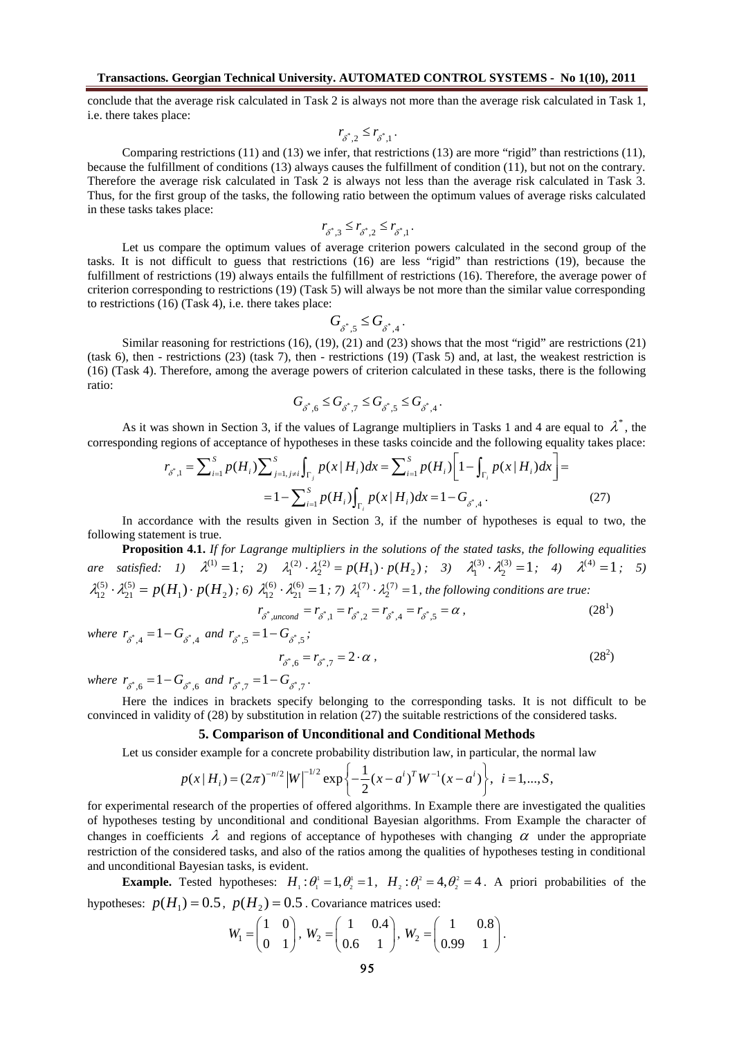conclude that the average risk calculated in Task 2 is always not more than the average risk calculated in Task 1, i.e. there takes place:

$$r_{\delta^*,2} \le r_{\delta^*,1}.$$

Comparing restrictions (11) and (13) we infer, that restrictions (13) are more "rigid" than restrictions (11), because the fulfillment of conditions (13) always causes the fulfillment of condition (11), but not on the contrary. Therefore the average risk calculated in Task 2 is always not less than the average risk calculated in Task 3. Thus, for the first group of the tasks, the following ratio between the optimum values of average risks calculated in these tasks takes place:

$$r_{\delta^*,3} \le r_{\delta^*,2} \le r_{\delta^*,1}.$$

Let us compare the optimum values of average criterion powers calculated in the second group of the tasks. It is not difficult to guess that restrictions (16) are less "rigid" than restrictions (19), because the fulfillment of restrictions (19) always entails the fulfillment of restrictions (16). Therefore, the average power of criterion corresponding to restrictions (19) (Task 5) will always be not more than the similar value corresponding to restrictions (16) (Task 4), i.e. there takes place:

$$G_{\delta^*,5} \le G_{\delta^*,4}.$$

Similar reasoning for restrictions (16), (19), (21) and (23) shows that the most "rigid" are restrictions (21) (task 6), then - restrictions (23) (task 7), then - restrictions (19) (Task 5) and, at last, the weakest restriction is (16) (Task 4). Therefore, among the average powers of criterion calculated in these tasks, there is the following ratio:

$$G_{\delta^*,6} \le G_{\delta^*,7} \le G_{\delta^*,5} \le G_{\delta^*,4}.$$

As it was shown in Section 3, if the values of Lagrange multipliers in Tasks 1 and 4 are equal to $\lambda^*$, the corresponding regions of acceptance of hypotheses in these tasks coincide and the following equality takes place:

$$r_{\delta^*,1} = \sum_{i=1}^{S} p(H_i) \sum_{j=1, j\ne i}^{S} \int_{\Gamma_j} p(x \mid H_i)dx = \sum_{i=1}^{S} p(H_i)\left[1 - \int_{\Gamma_i} p(x \mid H_i)dx\right] =$$
$$= 1 - \sum_{i=1}^{S} p(H_i)\int_{\Gamma_i} p(x \mid H_i)dx = 1 - G_{\delta^*,4}. \quad (27)$$

In accordance with the results given in Section 3, if the number of hypotheses is equal to two, the following statement is true.

**Proposition 4.1.** *If for Lagrange multipliers in the solutions of the stated tasks, the following equalities are satisfied: 1)* $\lambda^{(1)} = 1$; *2)* $\lambda_1^{(2)} \cdot \lambda_2^{(2)} = p(H_1) \cdot p(H_2)$; *3)* $\lambda_1^{(3)} \cdot \lambda_2^{(3)} = 1$; *4)* $\lambda^{(4)} = 1$; *5)* $\lambda_{12}^{(5)} \cdot \lambda_{21}^{(5)} = p(H_1) \cdot p(H_2)$; *6)* $\lambda_{12}^{(6)} \cdot \lambda_{21}^{(6)} = 1$; *7)* $\lambda_1^{(7)} \cdot \lambda_2^{(7)} = 1$, *the following conditions are true:*

$$r_{\delta^*,uncond} = r_{\delta^*,1} = r_{\delta^*,2} = r_{\delta^*,4} = r_{\delta^*,5} = \alpha, \quad (28^1)$$

*where* $r_{\delta^*,4} = 1 - G_{\delta^*,4}$ *and* $r_{\delta^*,5} = 1 - G_{\delta^*,5}$;

$$r_{\delta^*,6} = r_{\delta^*,7} = 2 \cdot \alpha, \quad (28^2)$$

*where* $r_{\delta^*,6} = 1 - G_{\delta^*,6}$ *and* $r_{\delta^*,7} = 1 - G_{\delta^*,7}$.

Here the indices in brackets specify belonging to the corresponding tasks. It is not difficult to be convinced in validity of (28) by substitution in relation (27) the suitable restrictions of the considered tasks.

## 5. Comparison of Unconditional and Conditional Methods

Let us consider example for a concrete probability distribution law, in particular, the normal law

$$p(x \mid H_i) = (2\pi)^{-n/2} |W|^{-1/2} \exp\left\{-\frac{1}{2}(x - a^i)^T W^{-1}(x - a^i)\right\}, \quad i = 1, \ldots, S,$$

for experimental research of the properties of offered algorithms. In Example there are investigated the qualities of hypotheses testing by unconditional and conditional Bayesian algorithms. From Example the character of changes in coefficients $\lambda$ and regions of acceptance of hypotheses with changing $\alpha$ under the appropriate restriction of the considered tasks, and also of the ratios among the qualities of hypotheses testing in conditional and unconditional Bayesian tasks, is evident.

**Example.** Tested hypotheses: $H_1: \theta_1^1 = 1, \theta_2^1 = 1$, $H_2: \theta_1^2 = 4, \theta_2^2 = 4$. A priori probabilities of the hypotheses: $p(H_1) = 0.5$, $p(H_2) = 0.5$. Covariance matrices used:

$$W_1 = \begin{pmatrix} 1 & 0 \\ 0 & 1 \end{pmatrix}, \; W_2 = \begin{pmatrix} 1 & 0.4 \\ 0.6 & 1 \end{pmatrix}, \; W_2 = \begin{pmatrix} 1 & 0.8 \\ 0.99 & 1 \end{pmatrix}.$$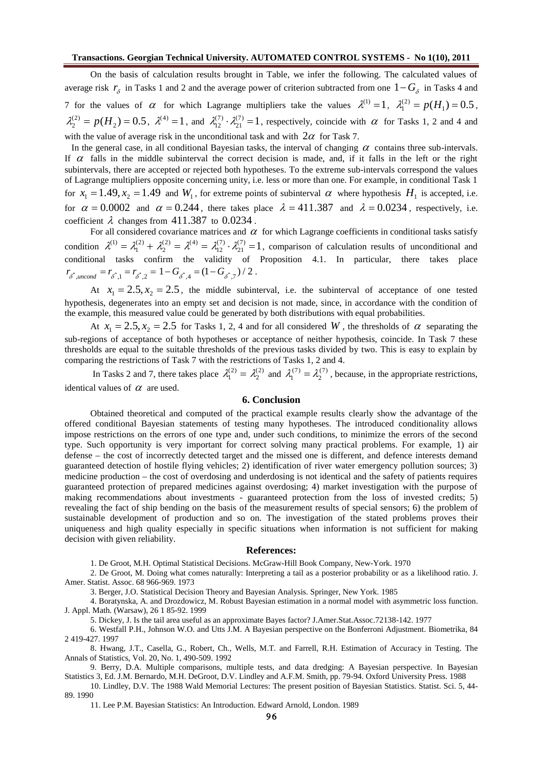On the basis of calculation results brought in Table, we infer the following. The calculated values of average risk $r_\delta$ in Tasks 1 and 2 and the average power of criterion subtracted from one $1-G_\delta$ in Tasks 4 and 7 for the values of $\alpha$ for which Lagrange multipliers take the values $\lambda^{(1)}=1$, $\lambda_1^{(2)}=p(H_1)=0.5$, $\lambda_2^{(2)}=p(H_2)=0.5$, $\lambda^{(4)}=1$, and $\lambda_{12}^{(7)}\cdot\lambda_{21}^{(7)}=1$, respectively, coincide with $\alpha$ for Tasks 1, 2 and 4 and with the value of average risk in the unconditional task and with $2\alpha$ for Task 7.

In the general case, in all conditional Bayesian tasks, the interval of changing $\alpha$ contains three sub-intervals. If $\alpha$ falls in the middle subinterval the correct decision is made, and, if it falls in the left or the right subintervals, there are accepted or rejected both hypotheses. To the extreme sub-intervals correspond the values of Lagrange multipliers opposite concerning unity, i.e. less or more than one. For example, in conditional Task 1 for $x_1=1.49, x_2=1.49$ and $W_1$, for extreme points of subinterval $\alpha$ where hypothesis $H_1$ is accepted, i.e. for $\alpha=0.0002$ and $\alpha=0.244$, there takes place $\lambda=411.387$ and $\lambda=0.0234$, respectively, i.e. coefficient $\lambda$ changes from $411.387$ to $0.0234$.

For all considered covariance matrices and $\alpha$ for which Lagrange coefficients in conditional tasks satisfy condition $\lambda^{(1)}=\lambda_1^{(2)}+\lambda_2^{(2)}=\lambda^{(4)}=\lambda_{12}^{(7)}\cdot\lambda_{21}^{(7)}=1$, comparison of calculation results of unconditional and conditional tasks confirm the validity of Proposition 4.1. In particular, there takes place $r_{\delta^*,uncond}=r_{\delta^*,1}=r_{\delta^*,2}=1-G_{\delta^*,4}=(1-G_{\delta^*,7})/2$.

At $x_1=2.5, x_2=2.5$, the middle subinterval, i.e. the subinterval of acceptance of one tested hypothesis, degenerates into an empty set and decision is not made, since, in accordance with the condition of the example, this measured value could be generated by both distributions with equal probabilities.

At $x_1=2.5, x_2=2.5$ for Tasks 1, 2, 4 and for all considered $W$, the thresholds of $\alpha$ separating the sub-regions of acceptance of both hypotheses or acceptance of neither hypothesis, coincide. In Task 7 these thresholds are equal to the suitable thresholds of the previous tasks divided by two. This is easy to explain by comparing the restrictions of Task 7 with the restrictions of Tasks 1, 2 and 4.

In Tasks 2 and 7, there takes place $\lambda_1^{(2)}=\lambda_2^{(2)}$ and $\lambda_1^{(7)}=\lambda_2^{(7)}$, because, in the appropriate restrictions, identical values of $\alpha$ are used.

## 6. Conclusion

Obtained theoretical and computed of the practical example results clearly show the advantage of the offered conditional Bayesian statements of testing many hypotheses. The introduced conditionality allows impose restrictions on the errors of one type and, under such conditions, to minimize the errors of the second type. Such opportunity is very important for correct solving many practical problems. For example, 1) air defense – the cost of incorrectly detected target and the missed one is different, and defence interests demand guaranteed detection of hostile flying vehicles; 2) identification of river water emergency pollution sources; 3) medicine production – the cost of overdosing and underdosing is not identical and the safety of patients requires guaranteed protection of prepared medicines against overdosing; 4) market investigation with the purpose of making recommendations about investments - guaranteed protection from the loss of invested credits; 5) revealing the fact of ship bending on the basis of the measurement results of special sensors; 6) the problem of sustainable development of production and so on. The investigation of the stated problems proves their uniqueness and high quality especially in specific situations when information is not sufficient for making decision with given reliability.

## References:

1. De Groot, M.H. Optimal Statistical Decisions. McGraw-Hill Book Company, New-York. 1970
2. De Groot, M. Doing what comes naturally: Interpreting a tail as a posterior probability or as a likelihood ratio. J. Amer. Statist. Assoc. 68 966-969. 1973
3. Berger, J.O. Statistical Decision Theory and Bayesian Analysis. Springer, New York. 1985
4. Boratynska, A. and Drozdowicz, M. Robust Bayesian estimation in a normal model with asymmetric loss function. J. Appl. Math. (Warsaw), 26 1 85-92. 1999
5. Dickey, J. Is the tail area useful as an approximate Bayes factor? J.Amer.Stat.Assoc.72138-142. 1977
6. Westfall P.H., Johnson W.O. and Utts J.M. A Bayesian perspective on the Bonferroni Adjustment. Biometrika, 84 2 419-427. 1997
8. Hwang, J.T., Casella, G., Robert, Ch., Wells, M.T. and Farrell, R.H. Estimation of Accuracy in Testing. The Annals of Statistics, Vol. 20, No. 1, 490-509. 1992
9. Berry, D.A. Multiple comparisons, multiple tests, and data dredging: A Bayesian perspective. In Bayesian Statistics 3, Ed. J.M. Bernardo, M.H. DeGroot, D.V. Lindley and A.F.M. Smith, pp. 79-94. Oxford University Press. 1988
10. Lindley, D.V. The 1988 Wald Memorial Lectures: The present position of Bayesian Statistics. Statist. Sci. 5, 44-89. 1990
11. Lee P.M. Bayesian Statistics: An Introduction. Edward Arnold, London. 1989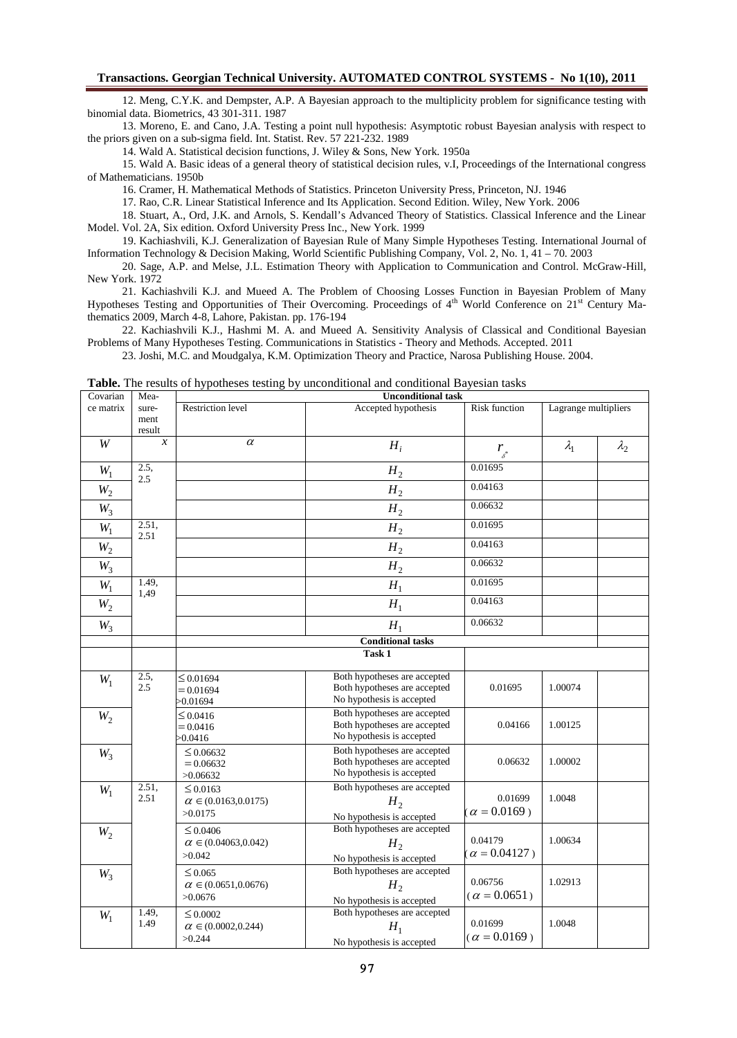12. Meng, C.Y.K. and Dempster, A.P. A Bayesian approach to the multiplicity problem for significance testing with binomial data. Biometrics, 43 301-311. 1987

13. Moreno, E. and Cano, J.A. Testing a point null hypothesis: Asymptotic robust Bayesian analysis with respect to the priors given on a sub-sigma field. Int. Statist. Rev. 57 221-232. 1989

14. Wald A. Statistical decision functions, J. Wiley & Sons, New York. 1950a

15. Wald A. Basic ideas of a general theory of statistical decision rules, v.I, Proceedings of the International congress of Mathematicians. 1950b

16. Cramer, H. Mathematical Methods of Statistics. Princeton University Press, Princeton, NJ. 1946

17. Rao, C.R. Linear Statistical Inference and Its Application. Second Edition. Wiley, New York. 2006

18. Stuart, A., Ord, J.K. and Arnols, S. Kendall's Advanced Theory of Statistics. Classical Inference and the Linear Model. Vol. 2A, Six edition. Oxford University Press Inc., New York. 1999

19. Kachiashvili, K.J. Generalization of Bayesian Rule of Many Simple Hypotheses Testing. International Journal of Information Technology & Decision Making, World Scientific Publishing Company, Vol. 2, No. 1, 41 – 70. 2003

20. Sage, A.P. and Melse, J.L. Estimation Theory with Application to Communication and Control. McGraw-Hill, New York. 1972

21. Kachiashvili K.J. and Mueed A. The Problem of Choosing Losses Function in Bayesian Problem of Many Hypotheses Testing and Opportunities of Their Overcoming. Proceedings of 4[th] World Conference on 21[st] Century Mathematics 2009, March 4-8, Lahore, Pakistan. pp. 176-194

22. Kachiashvili K.J., Hashmi M. A. and Mueed A. Sensitivity Analysis of Classical and Conditional Bayesian Problems of Many Hypotheses Testing. Communications in Statistics - Theory and Methods. Accepted. 2011

23. Joshi, M.C. and Moudgalya, K.M. Optimization Theory and Practice, Narosa Publishing House. 2004.

**Table.** The results of hypotheses testing by unconditional and conditional Bayesian tasks

| Covariance matrix | Measurement result | Unconditional task | | | | |
|---|---|---|---|---|---|---|
| | | Restriction level | Accepted hypothesis | Risk function | Lagrange multipliers | |
| $W$ | $x$ | $\alpha$ | $H_i$ | $r_{\delta^*}$ | $\lambda_1$ | $\lambda_2$ |
| $W_1$ | 2.5, 2.5 | | $H_2$ | 0.01695 | | |
| $W_2$ | | | $H_2$ | 0.04163 | | |
| $W_3$ | | | $H_2$ | 0.06632 | | |
| $W_1$ | 2.51, 2.51 | | $H_2$ | 0.01695 | | |
| $W_2$ | | | $H_2$ | 0.04163 | | |
| $W_3$ | | | $H_2$ | 0.06632 | | |
| $W_1$ | 1.49, 1,49 | | $H_1$ | 0.01695 | | |
| $W_2$ | | | $H_1$ | 0.04163 | | |
| $W_3$ | | | $H_1$ | 0.06632 | | |
| | | **Conditional tasks** | | | | |
| | | **Task 1** | | | | |
| $W_1$ | 2.5, 2.5 | $\leq 0.01694$<br>$= 0.01694$<br>$> 0.01694$ | Both hypotheses are accepted<br>Both hypotheses are accepted<br>No hypothesis is accepted | 0.01695 | 1.00074 | |
| $W_2$ | | $\leq 0.0416$<br>$= 0.0416$<br>$> 0.0416$ | Both hypotheses are accepted<br>Both hypotheses are accepted<br>No hypothesis is accepted | 0.04166 | 1.00125 | |
| $W_3$ | | $\leq 0.06632$<br>$= 0.06632$<br>$> 0.06632$ | Both hypotheses are accepted<br>Both hypotheses are accepted<br>No hypothesis is accepted | 0.06632 | 1.00002 | |
| $W_1$ | 2.51, 2.51 | $\leq 0.0163$<br>$\alpha \in (0.0163, 0.0175)$<br>$> 0.0175$ | Both hypotheses are accepted<br>$H_2$<br>No hypothesis is accepted | 0.01699<br>($\alpha = 0.0169$) | 1.0048 | |
| $W_2$ | | $\leq 0.0406$<br>$\alpha \in (0.04063, 0.042)$<br>$> 0.042$ | Both hypotheses are accepted<br>$H_2$<br>No hypothesis is accepted | 0.04179<br>($\alpha = 0.04127$) | 1.00634 | |
| $W_3$ | | $\leq 0.065$<br>$\alpha \in (0.0651, 0.0676)$<br>$> 0.0676$ | Both hypotheses are accepted<br>$H_2$<br>No hypothesis is accepted | 0.06756<br>($\alpha = 0.0651$) | 1.02913 | |
| $W_1$ | 1.49, 1.49 | $\leq 0.0002$<br>$\alpha \in (0.0002, 0.244)$<br>$> 0.244$ | Both hypotheses are accepted<br>$H_1$<br>No hypothesis is accepted | 0.01699<br>($\alpha = 0.0169$) | 1.0048 | |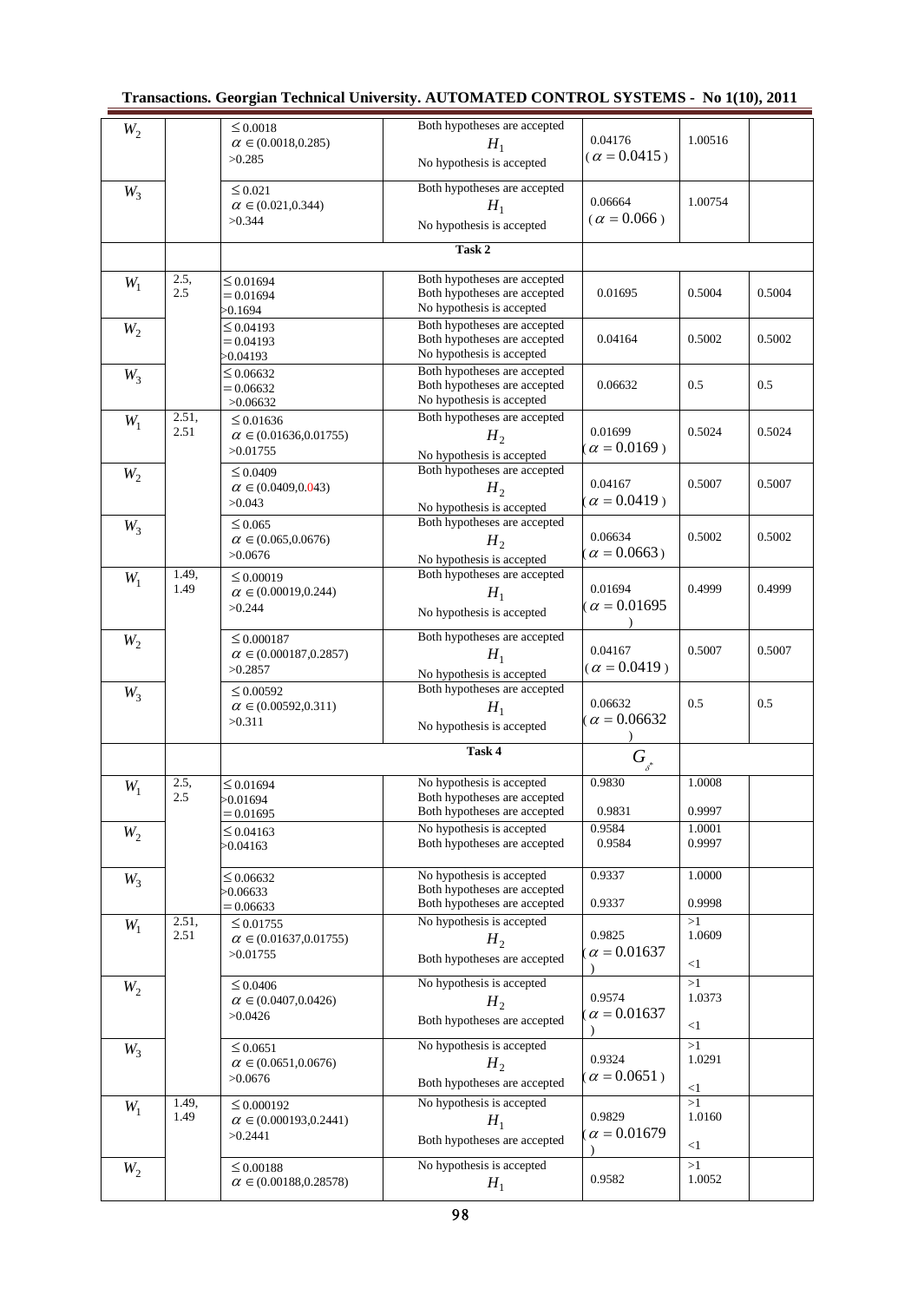| | | | | | | |
|---|---|---|---|---|---|---|
| $W_2$ | | $\leq 0.0018$<br>$\alpha \in (0.0018, 0.285)$<br>$>0.285$ | Both hypotheses are accepted<br>$H_1$<br>No hypothesis is accepted | 0.04176<br>($\alpha = 0.0415$) | 1.00516 | |
| $W_3$ | | $\leq 0.021$<br>$\alpha \in (0.021, 0.344)$<br>$>0.344$ | Both hypotheses are accepted<br>$H_1$<br>No hypothesis is accepted | 0.06664<br>($\alpha = 0.066$) | 1.00754 | |
| | | | **Task 2** | | | |
| $W_1$ | 2.5, 2.5 | $\leq 0.01694$<br>$= 0.01694$<br>$>0.1694$ | Both hypotheses are accepted<br>Both hypotheses are accepted<br>No hypothesis is accepted | 0.01695 | 0.5004 | 0.5004 |
| $W_2$ | | $\leq 0.04193$<br>$= 0.04193$<br>$>0.04193$ | Both hypotheses are accepted<br>Both hypotheses are accepted<br>No hypothesis is accepted | 0.04164 | 0.5002 | 0.5002 |
| $W_3$ | | $\leq 0.06632$<br>$= 0.06632$<br>$>0.06632$ | Both hypotheses are accepted<br>Both hypotheses are accepted<br>No hypothesis is accepted | 0.06632 | 0.5 | 0.5 |
| $W_1$ | 2.51, 2.51 | $\leq 0.01636$<br>$\alpha \in (0.01636, 0.01755)$<br>$>0.01755$ | Both hypotheses are accepted<br>$H_2$<br>No hypothesis is accepted | 0.01699<br>($\alpha = 0.0169$) | 0.5024 | 0.5024 |
| $W_2$ | | $\leq 0.0409$<br>$\alpha \in (0.0409, 0.043)$<br>$>0.043$ | Both hypotheses are accepted<br>$H_2$<br>No hypothesis is accepted | 0.04167<br>($\alpha = 0.0419$) | 0.5007 | 0.5007 |
| $W_3$ | | $\leq 0.065$<br>$\alpha \in (0.065, 0.0676)$<br>$>0.0676$ | Both hypotheses are accepted<br>$H_2$<br>No hypothesis is accepted | 0.06634<br>($\alpha = 0.0663$) | 0.5002 | 0.5002 |
| $W_1$ | 1.49, 1.49 | $\leq 0.00019$<br>$\alpha \in (0.00019, 0.244)$<br>$>0.244$ | Both hypotheses are accepted<br>$H_1$<br>No hypothesis is accepted | 0.01694<br>($\alpha = 0.01695$) | 0.4999 | 0.4999 |
| $W_2$ | | $\leq 0.000187$<br>$\alpha \in (0.000187, 0.2857)$<br>$>0.2857$ | Both hypotheses are accepted<br>$H_1$<br>No hypothesis is accepted | 0.04167<br>($\alpha = 0.0419$) | 0.5007 | 0.5007 |
| $W_3$ | | $\leq 0.00592$<br>$\alpha \in (0.00592, 0.311)$<br>$>0.311$ | Both hypotheses are accepted<br>$H_1$<br>No hypothesis is accepted | 0.06632<br>($\alpha = 0.06632$) | 0.5 | 0.5 |
| | | | **Task 4** | $G_{\delta^*}$ | | |
| $W_1$ | 2.5, 2.5 | $\leq 0.01694$<br>$>0.01694$<br>$= 0.01695$ | No hypothesis is accepted<br>Both hypotheses are accepted<br>Both hypotheses are accepted | 0.9830<br><br>0.9831 | 1.0008<br><br>0.9997 | |
| $W_2$ | | $\leq 0.04163$<br>$>0.04163$ | No hypothesis is accepted<br>Both hypotheses are accepted | 0.9584<br>0.9584 | 1.0001<br>0.9997 | |
| $W_3$ | | $\leq 0.06632$<br>$>0.06633$<br>$= 0.06633$ | No hypothesis is accepted<br>Both hypotheses are accepted<br>Both hypotheses are accepted | 0.9337<br><br>0.9337 | 1.0000<br><br>0.9998 | |
| $W_1$ | 2.51, 2.51 | $\leq 0.01755$<br>$\alpha \in (0.01637, 0.01755)$<br>$>0.01755$ | No hypothesis is accepted<br>$H_2$<br>Both hypotheses are accepted | 0.9825<br>($\alpha = 0.01637$) | >1<br>1.0609<br><1 | |
| $W_2$ | | $\leq 0.0406$<br>$\alpha \in (0.0407, 0.0426)$<br>$>0.0426$ | No hypothesis is accepted<br>$H_2$<br>Both hypotheses are accepted | 0.9574<br>($\alpha = 0.01637$) | >1<br>1.0373<br><1 | |
| $W_3$ | | $\leq 0.0651$<br>$\alpha \in (0.0651, 0.0676)$<br>$>0.0676$ | No hypothesis is accepted<br>$H_2$<br>Both hypotheses are accepted | 0.9324<br>($\alpha = 0.0651$) | >1<br>1.0291<br><1 | |
| $W_1$ | 1.49, 1.49 | $\leq 0.000192$<br>$\alpha \in (0.000193, 0.2441)$<br>$>0.2441$ | No hypothesis is accepted<br>$H_1$<br>Both hypotheses are accepted | 0.9829<br>($\alpha = 0.01679$) | >1<br>1.0160<br><1 | |
| $W_2$ | | $\leq 0.00188$<br>$\alpha \in (0.00188, 0.28578)$ | No hypothesis is accepted<br>$H_1$ | 0.9582 | >1<br>1.0052 | |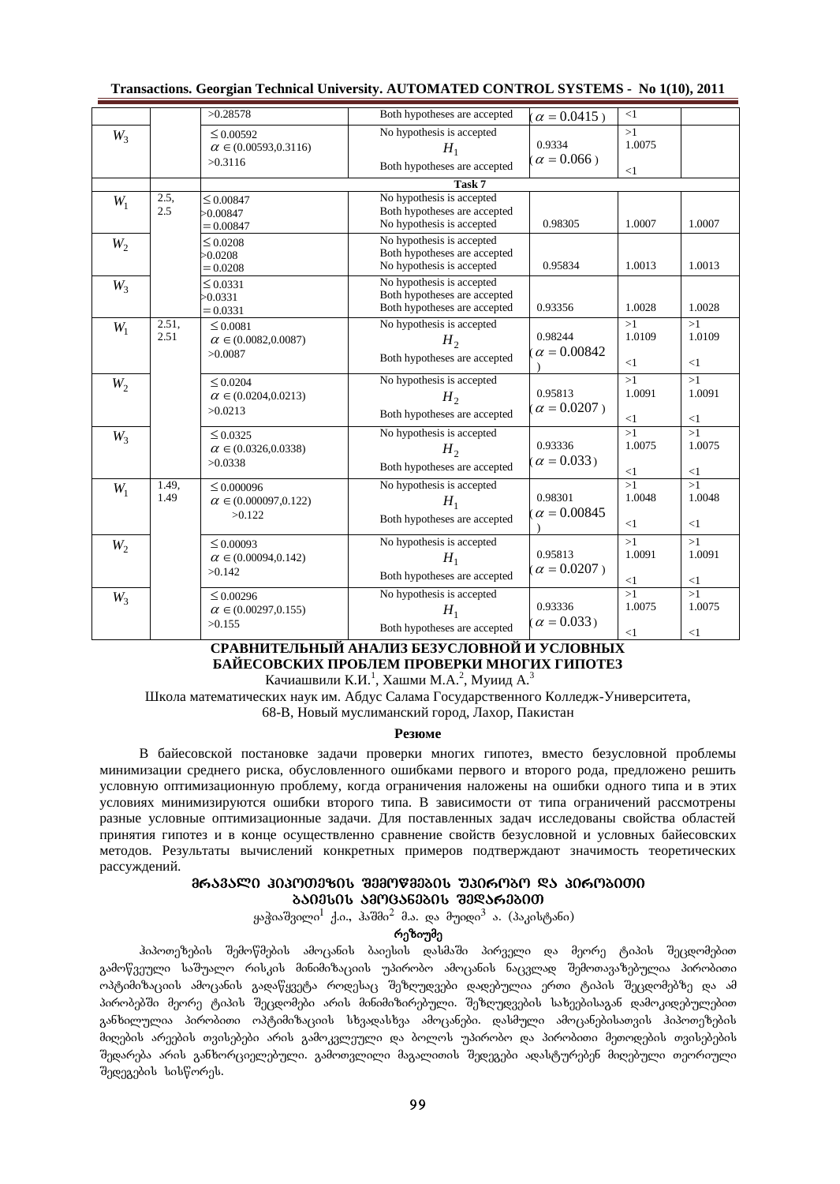| | | | | | | |
|---|---|---|---|---|---|---|
| | | >0.28578 | Both hypotheses are accepted | ($\alpha = 0.0415$) | <1 | |
| $W_3$ | | $\leq 0.00592$<br>$\alpha \in (0.00593, 0.3116)$<br>>0.3116 | No hypothesis is accepted<br>$H_1$<br>Both hypotheses are accepted | 0.9334<br>($\alpha = 0.066$) | >1<br>1.0075<br><1 | |
| | | **Task 7** | | | | |
| $W_1$ | 2.5, 2.5 | $\leq 0.00847$<br>>0.00847<br>$= 0.00847$ | No hypothesis is accepted<br>Both hypotheses are accepted<br>No hypothesis is accepted | 0.98305 | 1.0007 | 1.0007 |
| $W_2$ | | $\leq 0.0208$<br>>0.0208<br>$= 0.0208$ | No hypothesis is accepted<br>Both hypotheses are accepted<br>No hypothesis is accepted | 0.95834 | 1.0013 | 1.0013 |
| $W_3$ | | $\leq 0.0331$<br>>0.0331<br>$= 0.0331$ | No hypothesis is accepted<br>Both hypotheses are accepted<br>Both hypotheses are accepted | 0.93356 | 1.0028 | 1.0028 |
| $W_1$ | 2.51, 2.51 | $\leq 0.0081$<br>$\alpha \in (0.0082, 0.0087)$<br>>0.0087 | No hypothesis is accepted<br>$H_2$<br>Both hypotheses are accepted | 0.98244<br>($\alpha = 0.00842$) | >1<br>1.0109<br><1 | >1<br>1.0109<br><1 |
| $W_2$ | | $\leq 0.0204$<br>$\alpha \in (0.0204, 0.0213)$<br>>0.0213 | No hypothesis is accepted<br>$H_2$<br>Both hypotheses are accepted | 0.95813<br>($\alpha = 0.0207$) | >1<br>1.0091<br><1 | >1<br>1.0091<br><1 |
| $W_3$ | | $\leq 0.0325$<br>$\alpha \in (0.0326, 0.0338)$<br>>0.0338 | No hypothesis is accepted<br>$H_2$<br>Both hypotheses are accepted | 0.93336<br>($\alpha = 0.033$) | >1<br>1.0075<br><1 | >1<br>1.0075<br><1 |
| $W_1$ | 1.49, 1.49 | $\leq 0.000096$<br>$\alpha \in (0.000097, 0.122)$<br>>0.122 | No hypothesis is accepted<br>$H_1$<br>Both hypotheses are accepted | 0.98301<br>($\alpha = 0.00845$) | >1<br>1.0048<br><1 | >1<br>1.0048<br><1 |
| $W_2$ | | $\leq 0.00093$<br>$\alpha \in (0.00094, 0.142)$<br>>0.142 | No hypothesis is accepted<br>$H_1$<br>Both hypotheses are accepted | 0.95813<br>($\alpha = 0.0207$) | >1<br>1.0091<br><1 | >1<br>1.0091<br><1 |
| $W_3$ | | $\leq 0.00296$<br>$\alpha \in (0.00297, 0.155)$<br>>0.155 | No hypothesis is accepted<br>$H_1$<br>Both hypotheses are accepted | 0.93336<br>($\alpha = 0.033$) | >1<br>1.0075<br><1 | >1<br>1.0075<br><1 |

## СРАВНИТЕЛЬНЫЙ АНАЛИЗ БЕЗУСЛОВНОЙ И УСЛОВНЫХ БАЙЕСОВСКИХ ПРОБЛЕМ ПРОВЕРКИ МНОГИХ ГИПОТЕЗ

Качиашвили К.И.[1], Хашми М.А.[2], Муиид А.[3]

Школа математических наук им. Абдус Салама Государственного Колледж-Университета, 68-B, Новый муслиманский город, Лахор, Пакистан

**Резюме**

В байесовской постановке задачи проверки многих гипотез, вместо безусловной проблемы минимизации среднего риска, обусловленного ошибками первого и второго рода, предложено решить условную оптимизационную проблему, когда ограничения наложены на ошибки одного типа и в этих условиях минимизируются ошибки второго типа. В зависимости от типа ограничений рассмотрены разные условные оптимизационные задачи. Для поставленных задач исследованы свойства областей принятия гипотез и в конце осуществленно сравнение свойств безусловной и условных байесовских методов. Результаты вычислений конкретных примеров подтверждают значимость теоретических рассуждений.

## მრავალი ჰიპოთეზის შემოწმების უპირობო და პირობითი ბაიესის ამოცანების შედარებით

ყაჭიაშვილი[1] ქ.ი., ჰაშმი[2] მ.ა. და მუიდი[3] ა. (პაკისტანი)

**რეზიუმე**

ჰიპოთეზების შემოწმების ამოცანის ბაიესის დასმაში პირველი და მეორე ტიპის შეცდომებით გამოწვეული საშუალო რისკის მინიმიზაციის უპირობო ამოცანის ნაცვლად შემოთავაზებულია პირობითი ოპტიმიზაციის ამოცანის გადაწყვეტა როდესაც შეზღუდვები დადებულია ერთი ტიპის შეცდომებზე და ამ პირობებში მეორე ტიპის შეცდომები არის მინიმიზირებული. შეზღუდვების სახეებისაგან დამოკიდებულებით განხილულია პირობითი ოპტიმიზაციის სხვადასხვა ამოცანები. დასმული ამოცანებისათვის ჰიპოთეზების მიღების არეების თვისებები არის გამოკვლეული და ბოლოს უპირობო და პირობითი მეთოდების თვისებების შედარება არის განხორციელებული. გამოთვლილი მაგალითის შედეგები ადასტურებენ მიღებული თეორიული შედეგების სისწორეს.